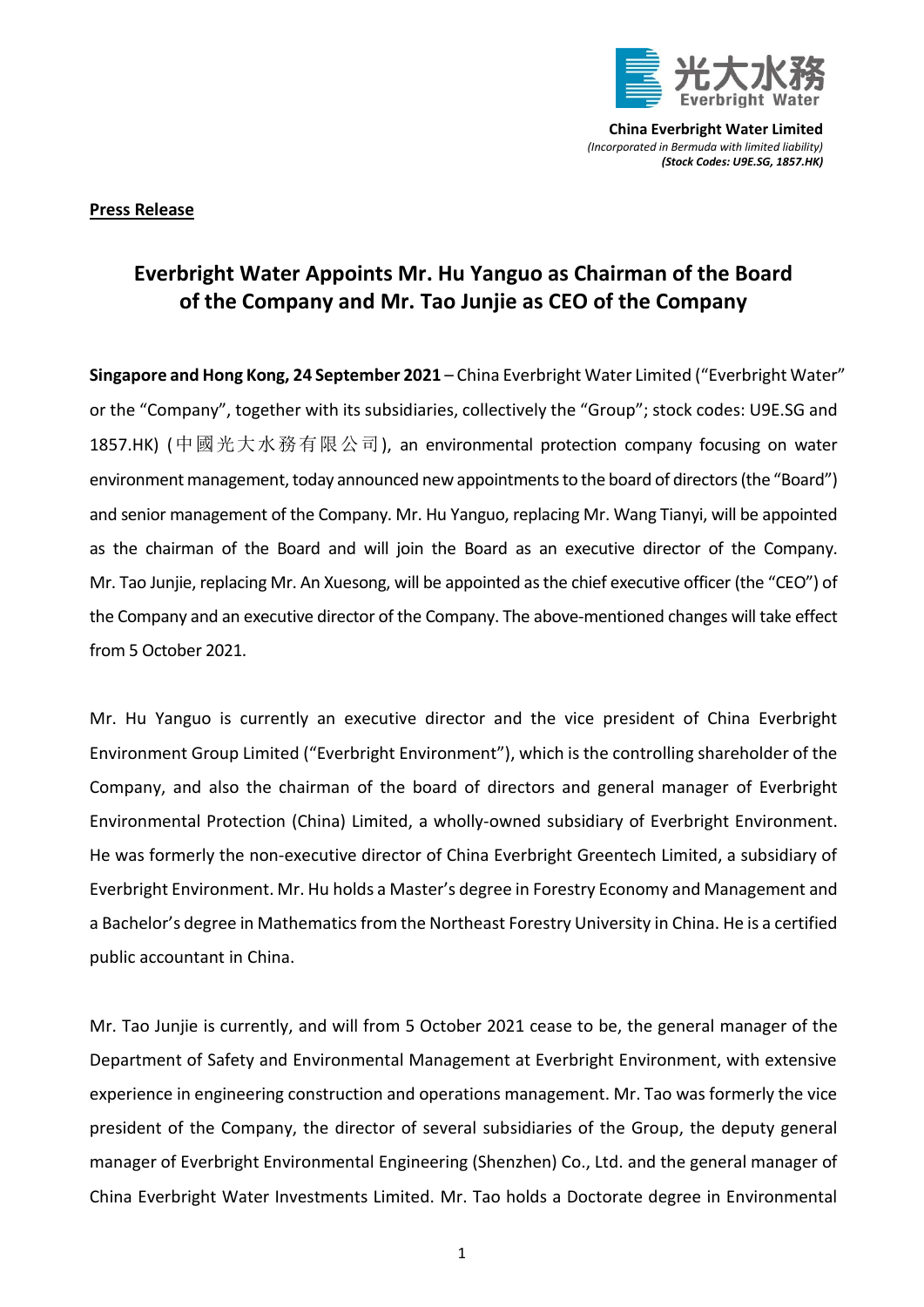光大水務
Everbright Water

**China Everbright Water Limited**
*(Incorporated in Bermuda with limited liability)*
***(Stock Codes: U9E.SG, 1857.HK)***

**Press Release**

# Everbright Water Appoints Mr. Hu Yanguo as Chairman of the Board of the Company and Mr. Tao Junjie as CEO of the Company

**Singapore and Hong Kong, 24 September 2021** – China Everbright Water Limited ("Everbright Water" or the "Company", together with its subsidiaries, collectively the "Group"; stock codes: U9E.SG and 1857.HK) (中國光大水務有限公司), an environmental protection company focusing on water environment management, today announced new appointments to the board of directors (the "Board") and senior management of the Company. Mr. Hu Yanguo, replacing Mr. Wang Tianyi, will be appointed as the chairman of the Board and will join the Board as an executive director of the Company. Mr. Tao Junjie, replacing Mr. An Xuesong, will be appointed as the chief executive officer (the "CEO") of the Company and an executive director of the Company. The above-mentioned changes will take effect from 5 October 2021.

Mr. Hu Yanguo is currently an executive director and the vice president of China Everbright Environment Group Limited ("Everbright Environment"), which is the controlling shareholder of the Company, and also the chairman of the board of directors and general manager of Everbright Environmental Protection (China) Limited, a wholly-owned subsidiary of Everbright Environment. He was formerly the non-executive director of China Everbright Greentech Limited, a subsidiary of Everbright Environment. Mr. Hu holds a Master's degree in Forestry Economy and Management and a Bachelor's degree in Mathematics from the Northeast Forestry University in China. He is a certified public accountant in China.

Mr. Tao Junjie is currently, and will from 5 October 2021 cease to be, the general manager of the Department of Safety and Environmental Management at Everbright Environment, with extensive experience in engineering construction and operations management. Mr. Tao was formerly the vice president of the Company, the director of several subsidiaries of the Group, the deputy general manager of Everbright Environmental Engineering (Shenzhen) Co., Ltd. and the general manager of China Everbright Water Investments Limited. Mr. Tao holds a Doctorate degree in Environmental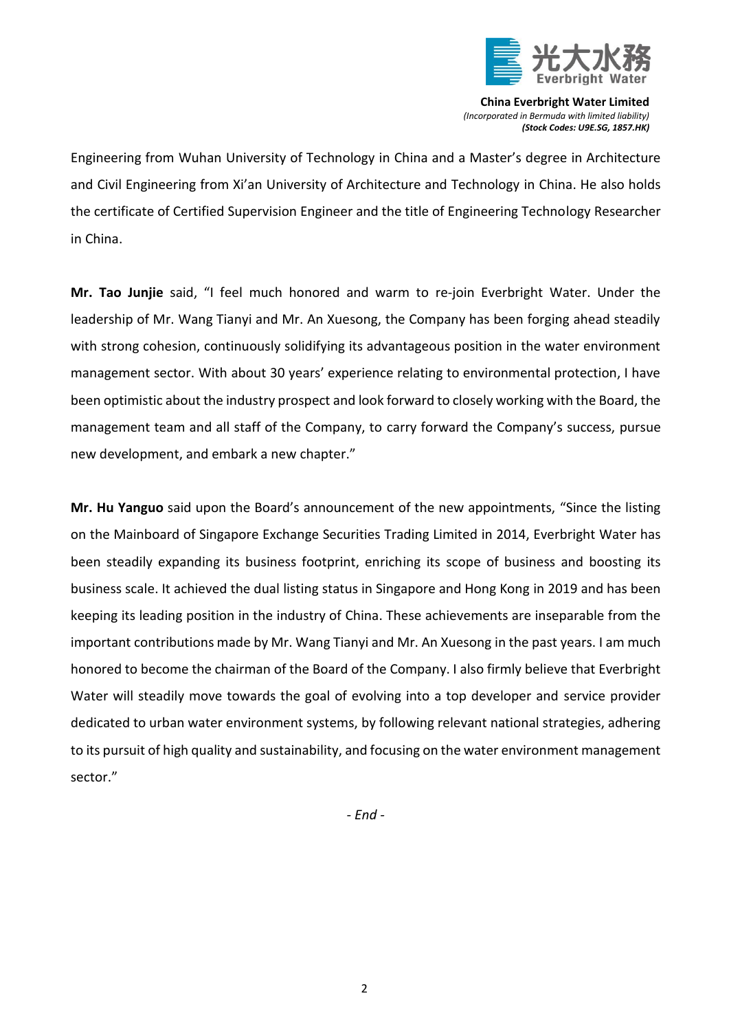Engineering from Wuhan University of Technology in China and a Master's degree in Architecture and Civil Engineering from Xi'an University of Architecture and Technology in China. He also holds the certificate of Certified Supervision Engineer and the title of Engineering Technology Researcher in China.

**Mr. Tao Junjie** said, "I feel much honored and warm to re-join Everbright Water. Under the leadership of Mr. Wang Tianyi and Mr. An Xuesong, the Company has been forging ahead steadily with strong cohesion, continuously solidifying its advantageous position in the water environment management sector. With about 30 years' experience relating to environmental protection, I have been optimistic about the industry prospect and look forward to closely working with the Board, the management team and all staff of the Company, to carry forward the Company's success, pursue new development, and embark a new chapter."

**Mr. Hu Yanguo** said upon the Board's announcement of the new appointments, "Since the listing on the Mainboard of Singapore Exchange Securities Trading Limited in 2014, Everbright Water has been steadily expanding its business footprint, enriching its scope of business and boosting its business scale. It achieved the dual listing status in Singapore and Hong Kong in 2019 and has been keeping its leading position in the industry of China. These achievements are inseparable from the important contributions made by Mr. Wang Tianyi and Mr. An Xuesong in the past years. I am much honored to become the chairman of the Board of the Company. I also firmly believe that Everbright Water will steadily move towards the goal of evolving into a top developer and service provider dedicated to urban water environment systems, by following relevant national strategies, adhering to its pursuit of high quality and sustainability, and focusing on the water environment management sector."

*- End -*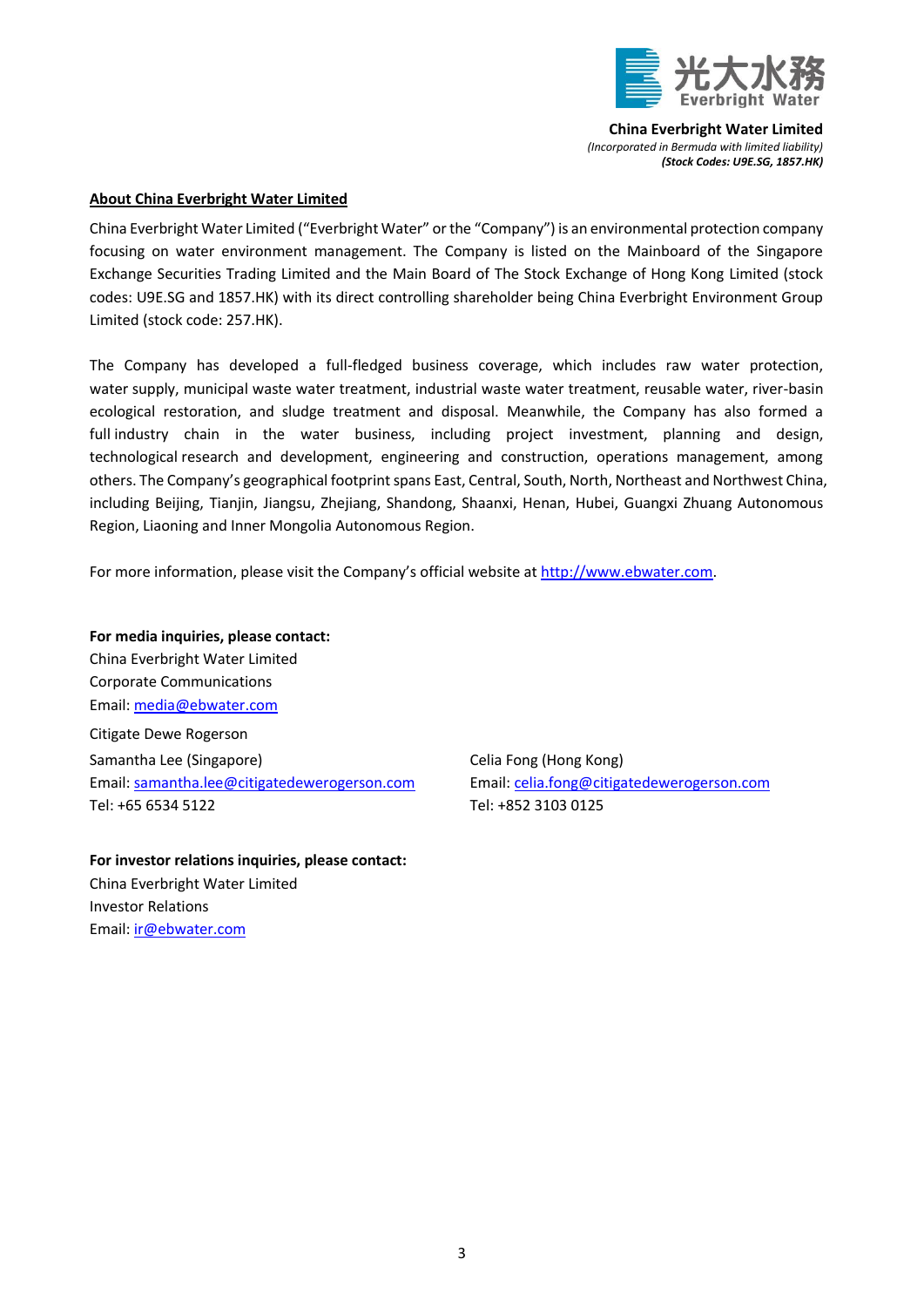**China Everbright Water Limited**
*(Incorporated in Bermuda with limited liability)*
***(Stock Codes: U9E.SG, 1857.HK)***

**About China Everbright Water Limited**

China Everbright Water Limited ("Everbright Water" or the "Company") is an environmental protection company focusing on water environment management. The Company is listed on the Mainboard of the Singapore Exchange Securities Trading Limited and the Main Board of The Stock Exchange of Hong Kong Limited (stock codes: U9E.SG and 1857.HK) with its direct controlling shareholder being China Everbright Environment Group Limited (stock code: 257.HK).

The Company has developed a full-fledged business coverage, which includes raw water protection, water supply, municipal waste water treatment, industrial waste water treatment, reusable water, river-basin ecological restoration, and sludge treatment and disposal. Meanwhile, the Company has also formed a full industry chain in the water business, including project investment, planning and design, technological research and development, engineering and construction, operations management, among others. The Company's geographical footprint spans East, Central, South, North, Northeast and Northwest China, including Beijing, Tianjin, Jiangsu, Zhejiang, Shandong, Shaanxi, Henan, Hubei, Guangxi Zhuang Autonomous Region, Liaoning and Inner Mongolia Autonomous Region.

For more information, please visit the Company's official website at http://www.ebwater.com.

**For media inquiries, please contact:**
China Everbright Water Limited
Corporate Communications
Email: media@ebwater.com

Citigate Dewe Rogerson

Samantha Lee (Singapore)
Email: samantha.lee@citigatedewerogerson.com
Tel: +65 6534 5122

Celia Fong (Hong Kong)
Email: celia.fong@citigatedewerogerson.com
Tel: +852 3103 0125

**For investor relations inquiries, please contact:**
China Everbright Water Limited
Investor Relations
Email: ir@ebwater.com